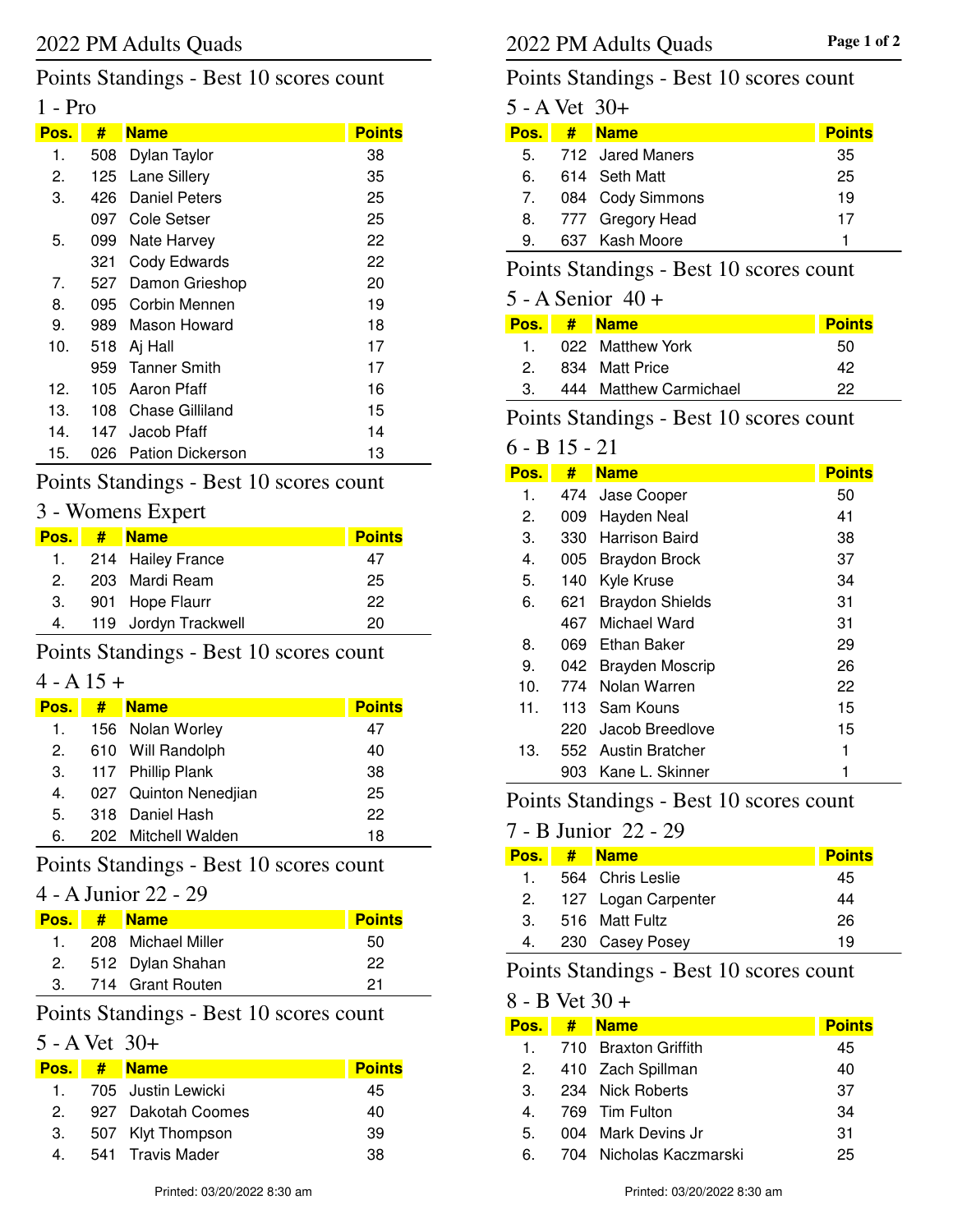# 2022 PM Adults Quads

## Points Standings - Best 10 scores count

### 1 - Pro

| Pos. | # | Name | Points |
|---|---|---|---|
| 1. | 508 | Dylan Taylor | 38 |
| 2. | 125 | Lane Sillery | 35 |
| 3. | 426 | Daniel Peters | 25 |
| | 097 | Cole Setser | 25 |
| 5. | 099 | Nate Harvey | 22 |
| | 321 | Cody Edwards | 22 |
| 7. | 527 | Damon Grieshop | 20 |
| 8. | 095 | Corbin Mennen | 19 |
| 9. | 989 | Mason Howard | 18 |
| 10. | 518 | Aj Hall | 17 |
| | 959 | Tanner Smith | 17 |
| 12. | 105 | Aaron Pfaff | 16 |
| 13. | 108 | Chase Gilliland | 15 |
| 14. | 147 | Jacob Pfaff | 14 |
| 15. | 026 | Pation Dickerson | 13 |

## Points Standings - Best 10 scores count

### 3 - Womens Expert

| Pos. | # | Name | Points |
|---|---|---|---|
| 1. | 214 | Hailey France | 47 |
| 2. | 203 | Mardi Ream | 25 |
| 3. | 901 | Hope Flaurr | 22 |
| 4. | 119 | Jordyn Trackwell | 20 |

## Points Standings - Best 10 scores count

### 4 - A 15 +

| Pos. | # | Name | Points |
|---|---|---|---|
| 1. | 156 | Nolan Worley | 47 |
| 2. | 610 | Will Randolph | 40 |
| 3. | 117 | Phillip Plank | 38 |
| 4. | 027 | Quinton Nenedjian | 25 |
| 5. | 318 | Daniel Hash | 22 |
| 6. | 202 | Mitchell Walden | 18 |

## Points Standings - Best 10 scores count

### 4 - A Junior 22 - 29

| Pos. | # | Name | Points |
|---|---|---|---|
| 1. | 208 | Michael Miller | 50 |
| 2. | 512 | Dylan Shahan | 22 |
| 3. | 714 | Grant Routen | 21 |

## Points Standings - Best 10 scores count

### 5 - A Vet 30+

| Pos. | # | Name | Points |
|---|---|---|---|
| 1. | 705 | Justin Lewicki | 45 |
| 2. | 927 | Dakotah Coomes | 40 |
| 3. | 507 | Klyt Thompson | 39 |
| 4. | 541 | Travis Mader | 38 |
| 5. | 712 | Jared Maners | 35 |
| 6. | 614 | Seth Matt | 25 |
| 7. | 084 | Cody Simmons | 19 |
| 8. | 777 | Gregory Head | 17 |
| 9. | 637 | Kash Moore | 1 |

## Points Standings - Best 10 scores count

### 5 - A Senior 40 +

| Pos. | # | Name | Points |
|---|---|---|---|
| 1. | 022 | Matthew York | 50 |
| 2. | 834 | Matt Price | 42 |
| 3. | 444 | Matthew Carmichael | 22 |

## Points Standings - Best 10 scores count

### 6 - B 15 - 21

| Pos. | # | Name | Points |
|---|---|---|---|
| 1. | 474 | Jase Cooper | 50 |
| 2. | 009 | Hayden Neal | 41 |
| 3. | 330 | Harrison Baird | 38 |
| 4. | 005 | Braydon Brock | 37 |
| 5. | 140 | Kyle Kruse | 34 |
| 6. | 621 | Braydon Shields | 31 |
| | 467 | Michael Ward | 31 |
| 8. | 069 | Ethan Baker | 29 |
| 9. | 042 | Brayden Moscrip | 26 |
| 10. | 774 | Nolan Warren | 22 |
| 11. | 113 | Sam Kouns | 15 |
| | 220 | Jacob Breedlove | 15 |
| 13. | 552 | Austin Bratcher | 1 |
| | 903 | Kane L. Skinner | 1 |

## Points Standings - Best 10 scores count

### 7 - B Junior 22 - 29

| Pos. | # | Name | Points |
|---|---|---|---|
| 1. | 564 | Chris Leslie | 45 |
| 2. | 127 | Logan Carpenter | 44 |
| 3. | 516 | Matt Fultz | 26 |
| 4. | 230 | Casey Posey | 19 |

## Points Standings - Best 10 scores count

### 8 - B Vet 30 +

| Pos. | # | Name | Points |
|---|---|---|---|
| 1. | 710 | Braxton Griffith | 45 |
| 2. | 410 | Zach Spillman | 40 |
| 3. | 234 | Nick Roberts | 37 |
| 4. | 769 | Tim Fulton | 34 |
| 5. | 004 | Mark Devins Jr | 31 |
| 6. | 704 | Nicholas Kaczmarski | 25 |

Printed: 03/20/2022 8:30 am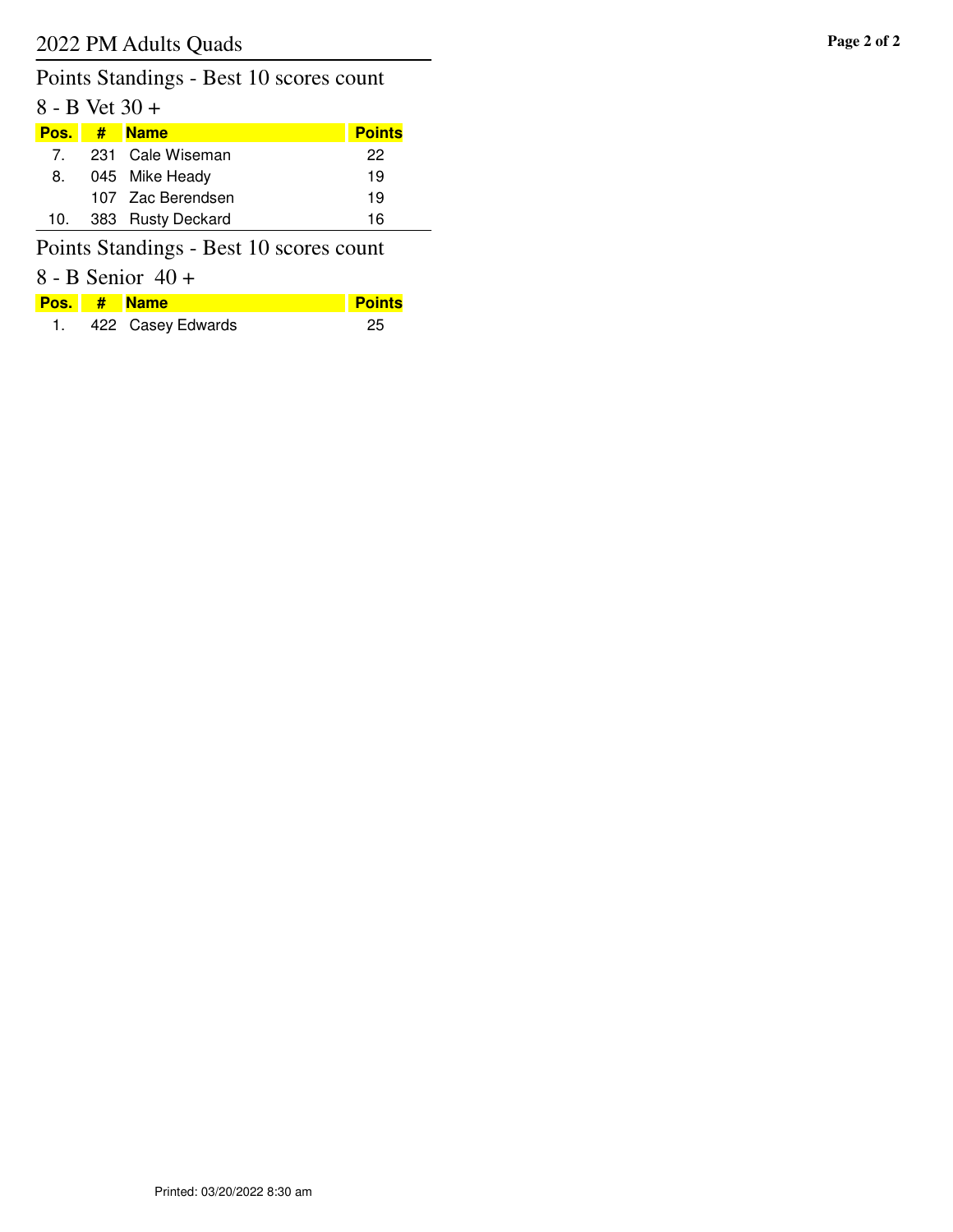# 2022 PM Adults Quads

## Points Standings - Best 10 scores count

### 8 - B Vet 30 +

| Pos. | # | Name | Points |
|---|---|---|---|
| 7. | 231 | Cale Wiseman | 22 |
| 8. | 045 | Mike Heady | 19 |
| | 107 | Zac Berendsen | 19 |
| 10. | 383 | Rusty Deckard | 16 |

## Points Standings - Best 10 scores count

### 8 - B Senior 40 +

| Pos. | # | Name | Points |
|---|---|---|---|
| 1. | 422 | Casey Edwards | 25 |

Printed: 03/20/2022 8:30 am